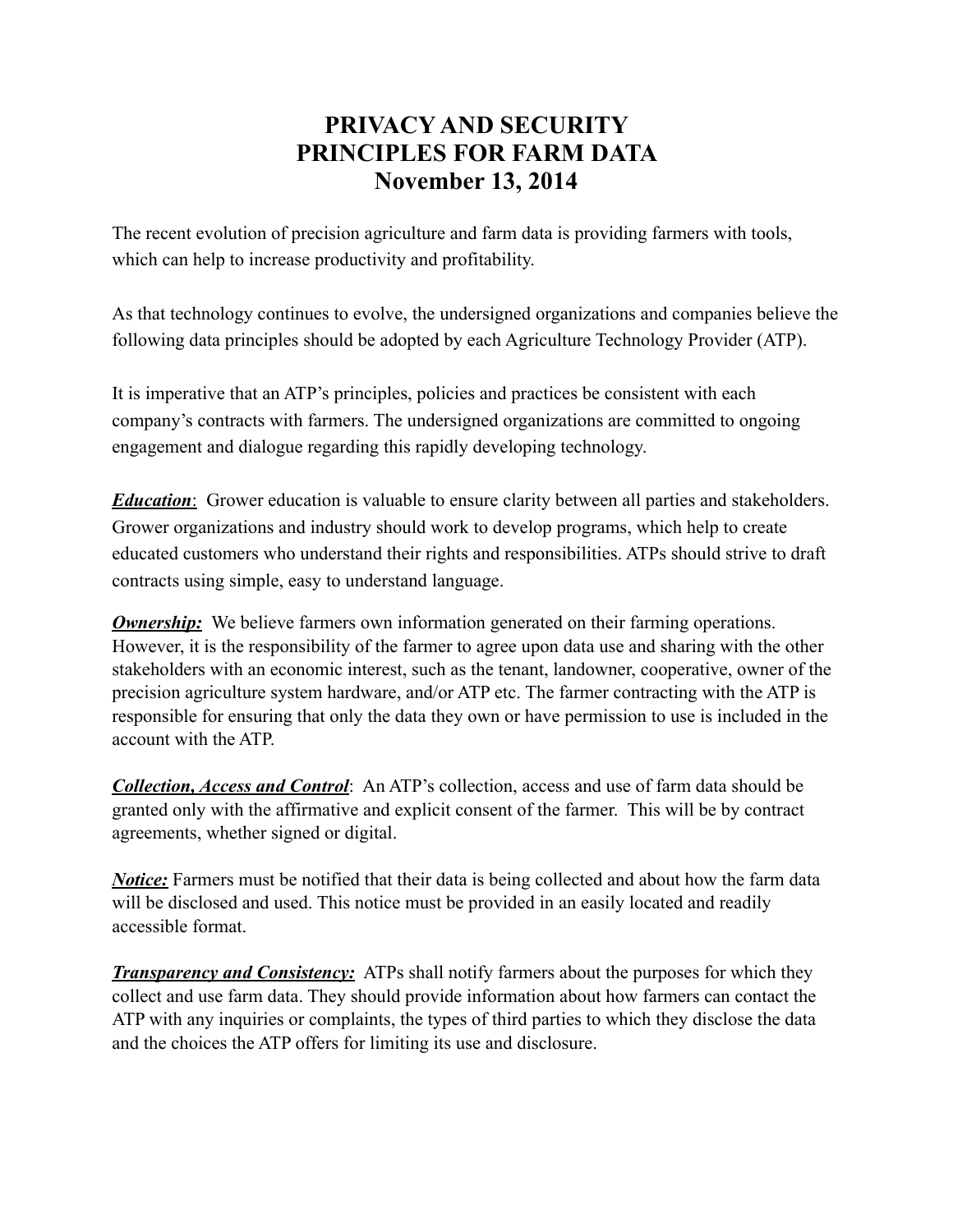# PRIVACY AND SECURITY PRINCIPLES FOR FARM DATA
# November 13, 2014

The recent evolution of precision agriculture and farm data is providing farmers with tools, which can help to increase productivity and profitability.

As that technology continues to evolve, the undersigned organizations and companies believe the following data principles should be adopted by each Agriculture Technology Provider (ATP).

It is imperative that an ATP's principles, policies and practices be consistent with each company's contracts with farmers. The undersigned organizations are committed to ongoing engagement and dialogue regarding this rapidly developing technology.

***Education***: Grower education is valuable to ensure clarity between all parties and stakeholders. Grower organizations and industry should work to develop programs, which help to create educated customers who understand their rights and responsibilities. ATPs should strive to draft contracts using simple, easy to understand language.

***Ownership:*** We believe farmers own information generated on their farming operations. However, it is the responsibility of the farmer to agree upon data use and sharing with the other stakeholders with an economic interest, such as the tenant, landowner, cooperative, owner of the precision agriculture system hardware, and/or ATP etc. The farmer contracting with the ATP is responsible for ensuring that only the data they own or have permission to use is included in the account with the ATP.

***Collection, Access and Control***: An ATP's collection, access and use of farm data should be granted only with the affirmative and explicit consent of the farmer. This will be by contract agreements, whether signed or digital.

***Notice:*** Farmers must be notified that their data is being collected and about how the farm data will be disclosed and used. This notice must be provided in an easily located and readily accessible format.

***Transparency and Consistency:*** ATPs shall notify farmers about the purposes for which they collect and use farm data. They should provide information about how farmers can contact the ATP with any inquiries or complaints, the types of third parties to which they disclose the data and the choices the ATP offers for limiting its use and disclosure.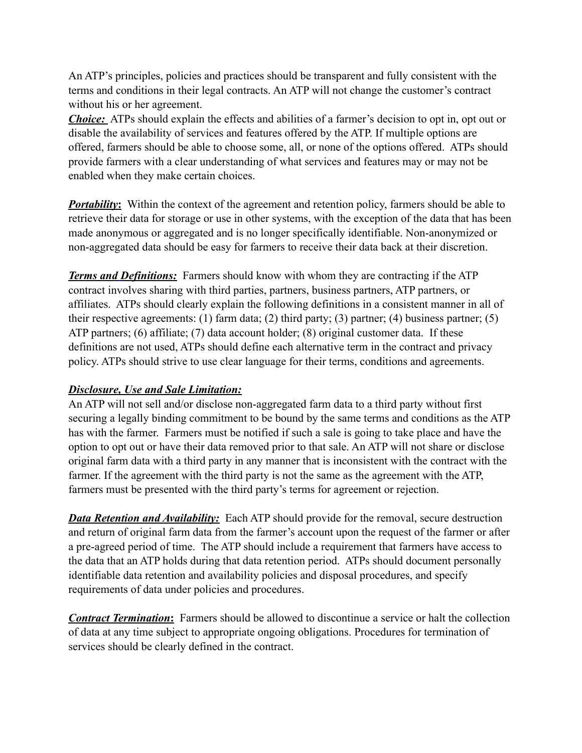An ATP's principles, policies and practices should be transparent and fully consistent with the terms and conditions in their legal contracts. An ATP will not change the customer's contract without his or her agreement.

***Choice:*** ATPs should explain the effects and abilities of a farmer's decision to opt in, opt out or disable the availability of services and features offered by the ATP. If multiple options are offered, farmers should be able to choose some, all, or none of the options offered. ATPs should provide farmers with a clear understanding of what services and features may or may not be enabled when they make certain choices.

***Portability*:** Within the context of the agreement and retention policy, farmers should be able to retrieve their data for storage or use in other systems, with the exception of the data that has been made anonymous or aggregated and is no longer specifically identifiable. Non-anonymized or non-aggregated data should be easy for farmers to receive their data back at their discretion.

***Terms and Definitions:*** Farmers should know with whom they are contracting if the ATP contract involves sharing with third parties, partners, business partners, ATP partners, or affiliates. ATPs should clearly explain the following definitions in a consistent manner in all of their respective agreements: (1) farm data; (2) third party; (3) partner; (4) business partner; (5) ATP partners; (6) affiliate; (7) data account holder; (8) original customer data. If these definitions are not used, ATPs should define each alternative term in the contract and privacy policy. ATPs should strive to use clear language for their terms, conditions and agreements.

***Disclosure, Use and Sale Limitation:***

An ATP will not sell and/or disclose non-aggregated farm data to a third party without first securing a legally binding commitment to be bound by the same terms and conditions as the ATP has with the farmer. Farmers must be notified if such a sale is going to take place and have the option to opt out or have their data removed prior to that sale. An ATP will not share or disclose original farm data with a third party in any manner that is inconsistent with the contract with the farmer. If the agreement with the third party is not the same as the agreement with the ATP, farmers must be presented with the third party's terms for agreement or rejection.

***Data Retention and Availability:*** Each ATP should provide for the removal, secure destruction and return of original farm data from the farmer's account upon the request of the farmer or after a pre-agreed period of time. The ATP should include a requirement that farmers have access to the data that an ATP holds during that data retention period. ATPs should document personally identifiable data retention and availability policies and disposal procedures, and specify requirements of data under policies and procedures.

***Contract Termination*:** Farmers should be allowed to discontinue a service or halt the collection of data at any time subject to appropriate ongoing obligations. Procedures for termination of services should be clearly defined in the contract.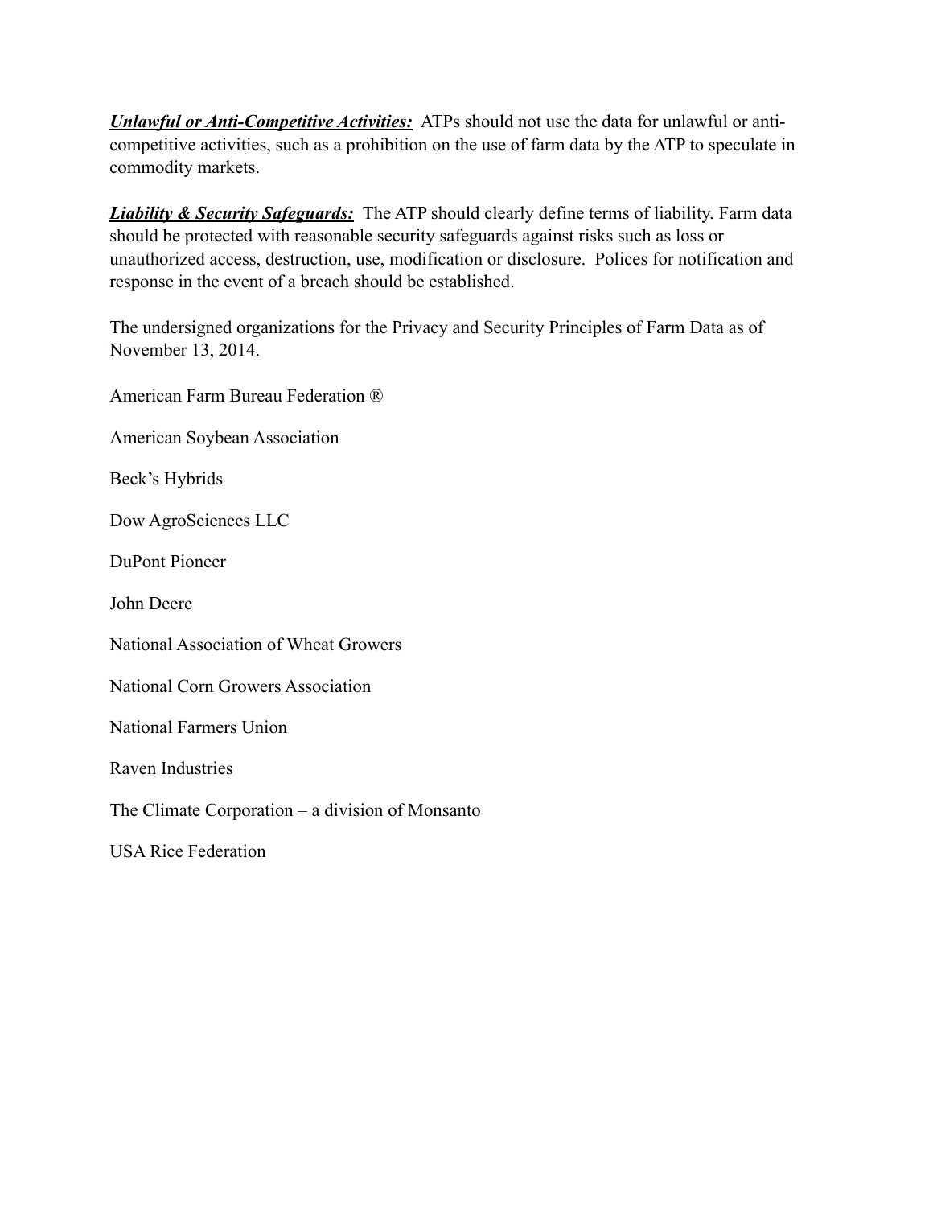***Unlawful or Anti-Competitive Activities:*** ATPs should not use the data for unlawful or anti-competitive activities, such as a prohibition on the use of farm data by the ATP to speculate in commodity markets.

***Liability & Security Safeguards:*** The ATP should clearly define terms of liability. Farm data should be protected with reasonable security safeguards against risks such as loss or unauthorized access, destruction, use, modification or disclosure. Polices for notification and response in the event of a breach should be established.

The undersigned organizations for the Privacy and Security Principles of Farm Data as of November 13, 2014.

American Farm Bureau Federation ®

American Soybean Association

Beck's Hybrids

Dow AgroSciences LLC

DuPont Pioneer

John Deere

National Association of Wheat Growers

National Corn Growers Association

National Farmers Union

Raven Industries

The Climate Corporation – a division of Monsanto

USA Rice Federation